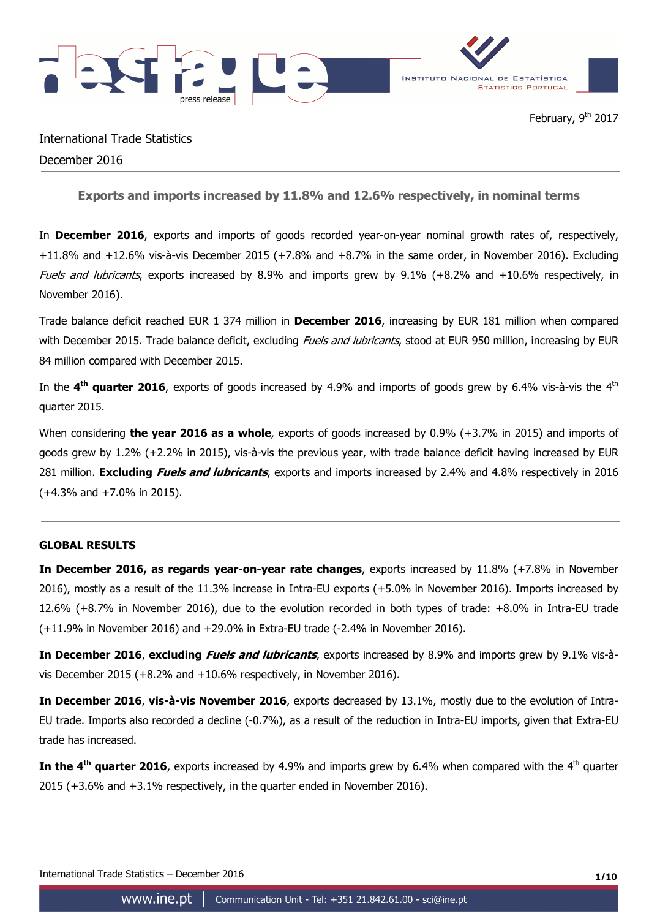February, 9th 2017

International Trade Statistics

December 2016

## Exports and imports increased by 11.8% and 12.6% respectively, in nominal terms

In **December 2016**, exports and imports of goods recorded year-on-year nominal growth rates of, respectively, +11.8% and +12.6% vis-à-vis December 2015 (+7.8% and +8.7% in the same order, in November 2016). Excluding *Fuels and lubricants*, exports increased by 8.9% and imports grew by 9.1% (+8.2% and +10.6% respectively, in November 2016).

Trade balance deficit reached EUR 1 374 million in **December 2016**, increasing by EUR 181 million when compared with December 2015. Trade balance deficit, excluding *Fuels and lubricants*, stood at EUR 950 million, increasing by EUR 84 million compared with December 2015.

In the **4th quarter 2016**, exports of goods increased by 4.9% and imports of goods grew by 6.4% vis-à-vis the 4th quarter 2015.

When considering **the year 2016 as a whole**, exports of goods increased by 0.9% (+3.7% in 2015) and imports of goods grew by 1.2% (+2.2% in 2015), vis-à-vis the previous year, with trade balance deficit having increased by EUR 281 million. **Excluding *Fuels and lubricants***, exports and imports increased by 2.4% and 4.8% respectively in 2016 (+4.3% and +7.0% in 2015).

---

### GLOBAL RESULTS

**In December 2016, as regards year-on-year rate changes**, exports increased by 11.8% (+7.8% in November 2016), mostly as a result of the 11.3% increase in Intra-EU exports (+5.0% in November 2016). Imports increased by 12.6% (+8.7% in November 2016), due to the evolution recorded in both types of trade: +8.0% in Intra-EU trade (+11.9% in November 2016) and +29.0% in Extra-EU trade (-2.4% in November 2016).

**In December 2016**, **excluding *Fuels and lubricants***, exports increased by 8.9% and imports grew by 9.1% vis-à-vis December 2015 (+8.2% and +10.6% respectively, in November 2016).

**In December 2016**, **vis-à-vis November 2016**, exports decreased by 13.1%, mostly due to the evolution of Intra-EU trade. Imports also recorded a decline (-0.7%), as a result of the reduction in Intra-EU imports, given that Extra-EU trade has increased.

**In the 4th quarter 2016**, exports increased by 4.9% and imports grew by 6.4% when compared with the 4th quarter 2015 (+3.6% and +3.1% respectively, in the quarter ended in November 2016).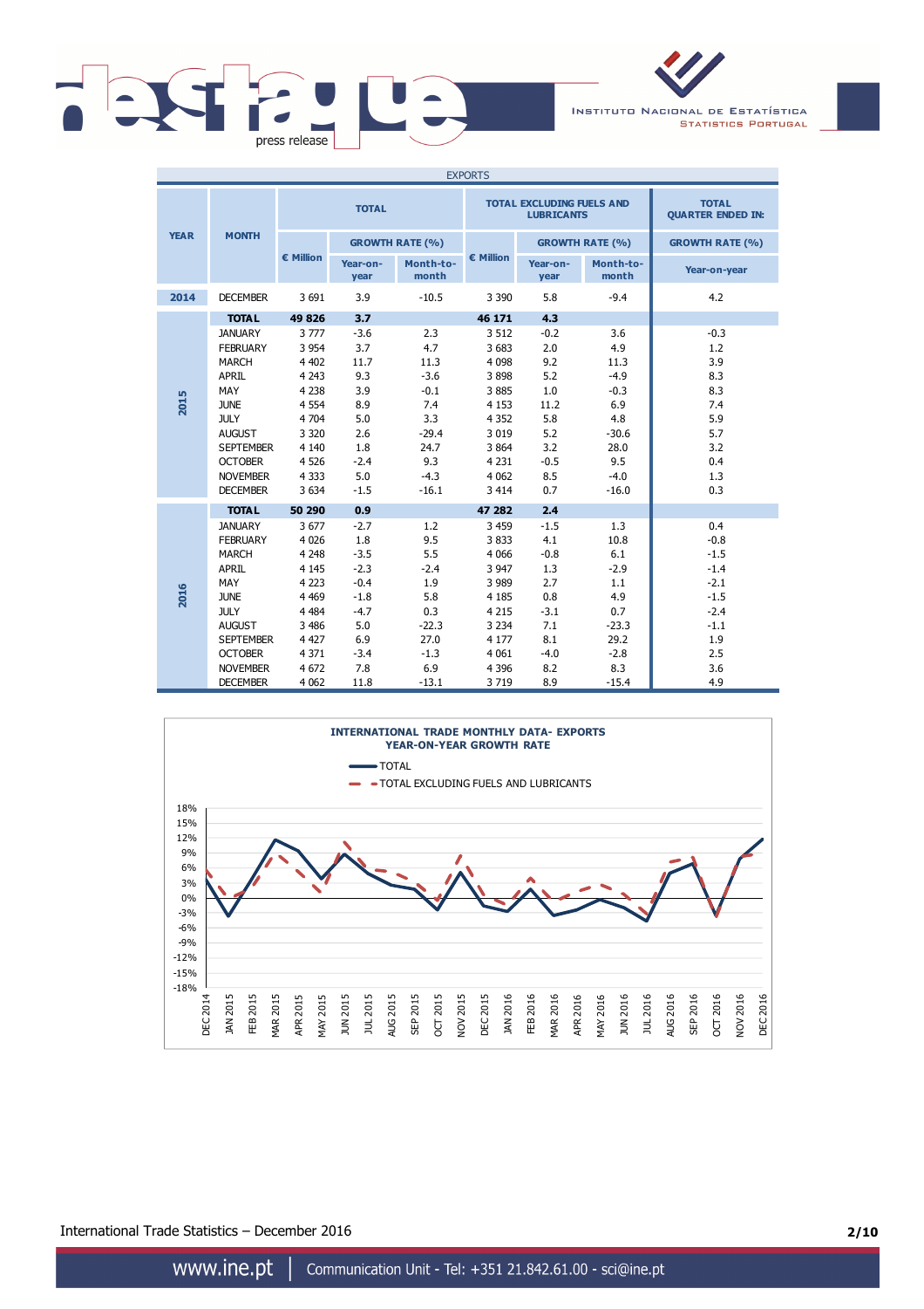EXPORTS

| YEAR | MONTH | TOTAL | | | TOTAL EXCLUDING FUELS AND LUBRICANTS | | | TOTAL QUARTER ENDED IN: |
|---|---|---|---|---|---|---|---|---|
| | | € Million | GROWTH RATE (%) | | € Million | GROWTH RATE (%) | | GROWTH RATE (%) |
| | | | Year-on-year | Month-to-month | | Year-on-year | Month-to-month | Year-on-year |
| 2014 | DECEMBER | 3 691 | 3.9 | -10.5 | 3 390 | 5.8 | -9.4 | 4.2 |
| 2015 | **TOTAL** | **49 826** | **3.7** | | **46 171** | **4.3** | | |
| | JANUARY | 3 777 | -3.6 | 2.3 | 3 512 | -0.2 | 3.6 | -0.3 |
| | FEBRUARY | 3 954 | 3.7 | 4.7 | 3 683 | 2.0 | 4.9 | 1.2 |
| | MARCH | 4 402 | 11.7 | 11.3 | 4 098 | 9.2 | 11.3 | 3.9 |
| | APRIL | 4 243 | 9.3 | -3.6 | 3 898 | 5.2 | -4.9 | 8.3 |
| | MAY | 4 238 | 3.9 | -0.1 | 3 885 | 1.0 | -0.3 | 8.3 |
| | JUNE | 4 554 | 8.9 | 7.4 | 4 153 | 11.2 | 6.9 | 7.4 |
| | JULY | 4 704 | 5.0 | 3.3 | 4 352 | 5.8 | 4.8 | 5.9 |
| | AUGUST | 3 320 | 2.6 | -29.4 | 3 019 | 5.2 | -30.6 | 5.7 |
| | SEPTEMBER | 4 140 | 1.8 | 24.7 | 3 864 | 3.2 | 28.0 | 3.2 |
| | OCTOBER | 4 526 | -2.4 | 9.3 | 4 231 | -0.5 | 9.5 | 0.4 |
| | NOVEMBER | 4 333 | 5.0 | -4.3 | 4 062 | 8.5 | -4.0 | 1.3 |
| | DECEMBER | 3 634 | -1.5 | -16.1 | 3 414 | 0.7 | -16.0 | 0.3 |
| 2016 | **TOTAL** | **50 290** | **0.9** | | **47 282** | **2.4** | | |
| | JANUARY | 3 677 | -2.7 | 1.2 | 3 459 | -1.5 | 1.3 | 0.4 |
| | FEBRUARY | 4 026 | 1.8 | 9.5 | 3 833 | 4.1 | 10.8 | -0.8 |
| | MARCH | 4 248 | -3.5 | 5.5 | 4 066 | -0.8 | 6.1 | -1.5 |
| | APRIL | 4 145 | -2.3 | -2.4 | 3 947 | 1.3 | -2.9 | -1.4 |
| | MAY | 4 223 | -0.4 | 1.9 | 3 989 | 2.7 | 1.1 | -2.1 |
| | JUNE | 4 469 | -1.8 | 5.8 | 4 185 | 0.8 | 4.9 | -1.5 |
| | JULY | 4 484 | -4.7 | 0.3 | 4 215 | -3.1 | 0.7 | -2.4 |
| | AUGUST | 3 486 | 5.0 | -22.3 | 3 234 | 7.1 | -23.3 | -1.1 |
| | SEPTEMBER | 4 427 | 6.9 | 27.0 | 4 177 | 8.1 | 29.2 | 1.9 |
| | OCTOBER | 4 371 | -3.4 | -1.3 | 4 061 | -4.0 | -2.8 | 2.5 |
| | NOVEMBER | 4 672 | 7.8 | 6.9 | 4 396 | 8.2 | 8.3 | 3.6 |
| | DECEMBER | 4 062 | 11.8 | -13.1 | 3 719 | 8.9 | -15.4 | 4.9 |

**INTERNATIONAL TRADE MONTHLY DATA- EXPORTS**
**YEAR-ON-YEAR GROWTH RATE**

International Trade Statistics – December 2016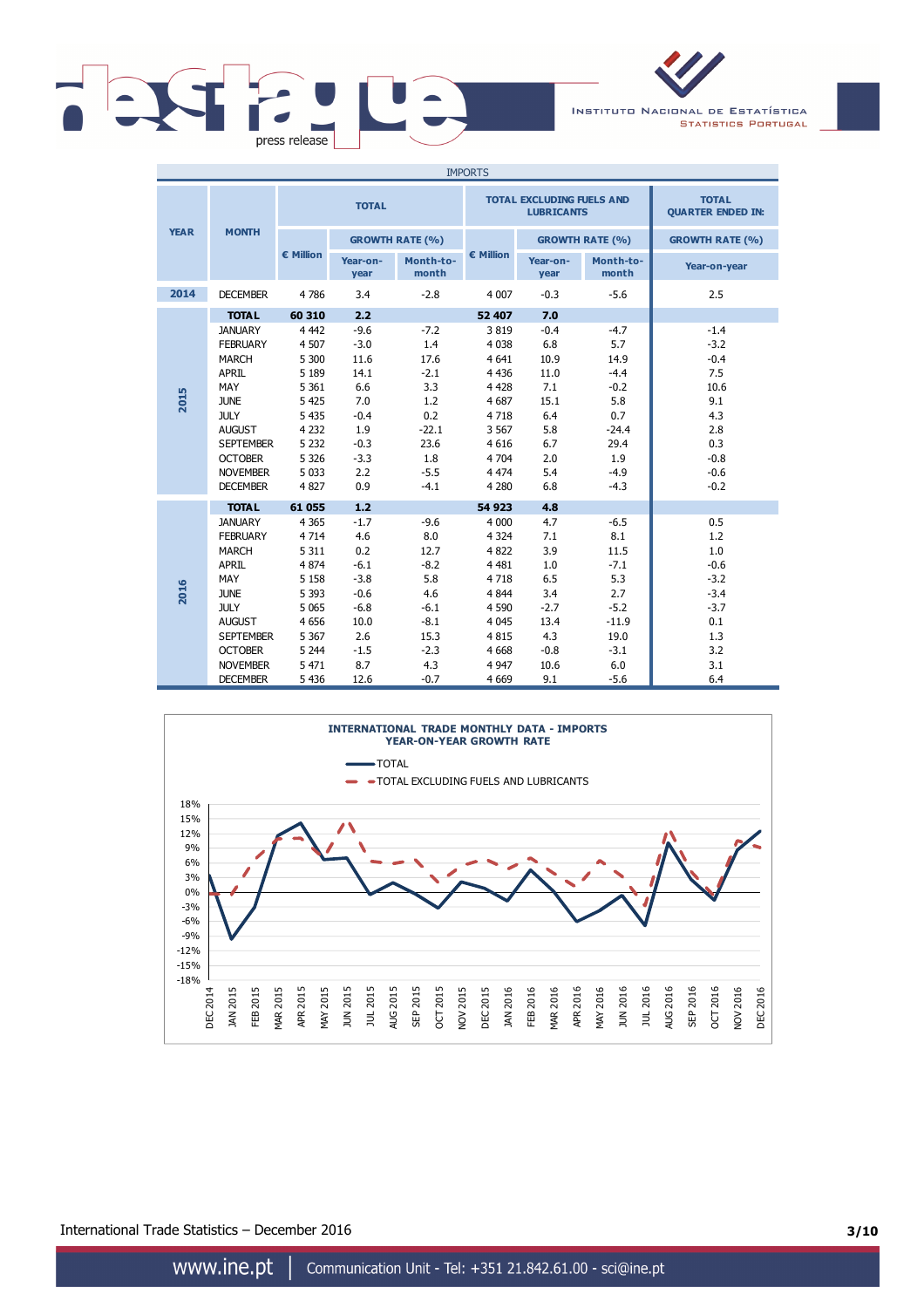IMPORTS

| YEAR | MONTH | TOTAL | | | TOTAL EXCLUDING FUELS AND LUBRICANTS | | | TOTAL QUARTER ENDED IN: |
|---|---|---|---|---|---|---|---|---|
| | | € Million | GROWTH RATE (%) | | € Million | GROWTH RATE (%) | | GROWTH RATE (%) |
| | | | Year-on-year | Month-to-month | | Year-on-year | Month-to-month | Year-on-year |
| 2014 | DECEMBER | 4 786 | 3.4 | -2.8 | 4 007 | -0.3 | -5.6 | 2.5 |
| 2015 | **TOTAL** | **60 310** | **2.2** | | **52 407** | **7.0** | | |
| | JANUARY | 4 442 | -9.6 | -7.2 | 3 819 | -0.4 | -4.7 | -1.4 |
| | FEBRUARY | 4 507 | -3.0 | 1.4 | 4 038 | 6.8 | 5.7 | -3.2 |
| | MARCH | 5 300 | 11.6 | 17.6 | 4 641 | 10.9 | 14.9 | -0.4 |
| | APRIL | 5 189 | 14.1 | -2.1 | 4 436 | 11.0 | -4.4 | 7.5 |
| | MAY | 5 361 | 6.6 | 3.3 | 4 428 | 7.1 | -0.2 | 10.6 |
| | JUNE | 5 425 | 7.0 | 1.2 | 4 687 | 15.1 | 5.8 | 9.1 |
| | JULY | 5 435 | -0.4 | 0.2 | 4 718 | 6.4 | 0.7 | 4.3 |
| | AUGUST | 4 232 | 1.9 | -22.1 | 3 567 | 5.8 | -24.4 | 2.8 |
| | SEPTEMBER | 5 232 | -0.3 | 23.6 | 4 616 | 6.7 | 29.4 | 0.3 |
| | OCTOBER | 5 326 | -3.3 | 1.8 | 4 704 | 2.0 | 1.9 | -0.8 |
| | NOVEMBER | 5 033 | 2.2 | -5.5 | 4 474 | 5.4 | -4.9 | -0.6 |
| | DECEMBER | 4 827 | 0.9 | -4.1 | 4 280 | 6.8 | -4.3 | -0.2 |
| 2016 | **TOTAL** | **61 055** | **1.2** | | **54 923** | **4.8** | | |
| | JANUARY | 4 365 | -1.7 | -9.6 | 4 000 | 4.7 | -6.5 | 0.5 |
| | FEBRUARY | 4 714 | 4.6 | 8.0 | 4 324 | 7.1 | 8.1 | 1.2 |
| | MARCH | 5 311 | 0.2 | 12.7 | 4 822 | 3.9 | 11.5 | 1.0 |
| | APRIL | 4 874 | -6.1 | -8.2 | 4 481 | 1.0 | -7.1 | -0.6 |
| | MAY | 5 158 | -3.8 | 5.8 | 4 718 | 6.5 | 5.3 | -3.2 |
| | JUNE | 5 393 | -0.6 | 4.6 | 4 844 | 3.4 | 2.7 | -3.4 |
| | JULY | 5 065 | -6.8 | -6.1 | 4 590 | -2.7 | -5.2 | -3.7 |
| | AUGUST | 4 656 | 10.0 | -8.1 | 4 045 | 13.4 | -11.9 | 0.1 |
| | SEPTEMBER | 5 367 | 2.6 | 15.3 | 4 815 | 4.3 | 19.0 | 1.3 |
| | OCTOBER | 5 244 | -1.5 | -2.3 | 4 668 | -0.8 | -3.1 | 3.2 |
| | NOVEMBER | 5 471 | 8.7 | 4.3 | 4 947 | 10.6 | 6.0 | 3.1 |
| | DECEMBER | 5 436 | 12.6 | -0.7 | 4 669 | 9.1 | -5.6 | 6.4 |

**INTERNATIONAL TRADE MONTHLY DATA - IMPORTS**
**YEAR-ON-YEAR GROWTH RATE**

International Trade Statistics – December 2016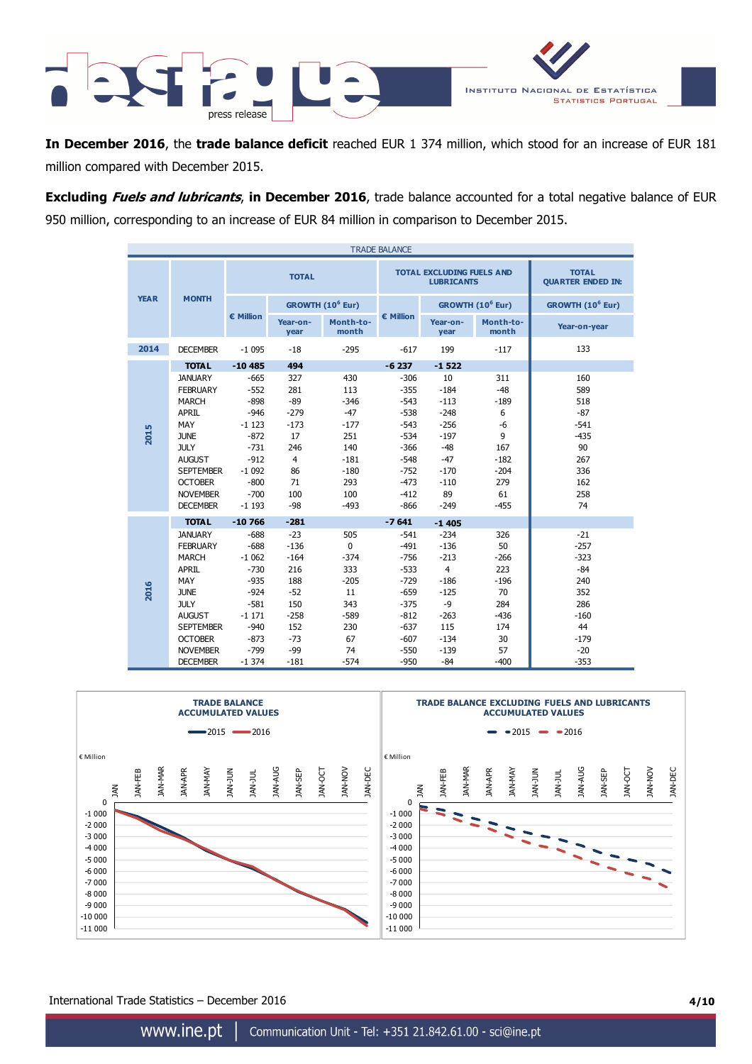**In December 2016**, the **trade balance deficit** reached EUR 1 374 million, which stood for an increase of EUR 181 million compared with December 2015.

**Excluding *Fuels and lubricants*, in December 2016**, trade balance accounted for a total negative balance of EUR 950 million, corresponding to an increase of EUR 84 million in comparison to December 2015.

| TRADE BALANCE | | | | | | | | |
|---|---|---|---|---|---|---|---|---|
| YEAR | MONTH | TOTAL | | | TOTAL EXCLUDING FUELS AND LUBRICANTS | | | TOTAL QUARTER ENDED IN: |
| | | € Million | GROWTH ($10^6$ Eur) | | € Million | GROWTH ($10^6$ Eur) | | GROWTH ($10^6$ Eur) |
| | | | Year-on-year | Month-to-month | | Year-on-year | Month-to-month | Year-on-year |
| 2014 | DECEMBER | -1 095 | -18 | -295 | -617 | 199 | -117 | 133 |
| 2015 | **TOTAL** | **-10 485** | **494** | | **-6 237** | **-1 522** | | |
| | JANUARY | -665 | 327 | 430 | -306 | 10 | 311 | 160 |
| | FEBRUARY | -552 | 281 | 113 | -355 | -184 | -48 | 589 |
| | MARCH | -898 | -89 | -346 | -543 | -113 | -189 | 518 |
| | APRIL | -946 | -279 | -47 | -538 | -248 | 6 | -87 |
| | MAY | -1 123 | -173 | -177 | -543 | -256 | -6 | -541 |
| | JUNE | -872 | 17 | 251 | -534 | -197 | 9 | -435 |
| | JULY | -731 | 246 | 140 | -366 | -48 | 167 | 90 |
| | AUGUST | -912 | 4 | -181 | -548 | -47 | -182 | 267 |
| | SEPTEMBER | -1 092 | 86 | -180 | -752 | -170 | -204 | 336 |
| | OCTOBER | -800 | 71 | 293 | -473 | -110 | 279 | 162 |
| | NOVEMBER | -700 | 100 | 100 | -412 | 89 | 61 | 258 |
| | DECEMBER | -1 193 | -98 | -493 | -866 | -249 | -455 | 74 |
| 2016 | **TOTAL** | **-10 766** | **-281** | | **-7 641** | **-1 405** | | |
| | JANUARY | -688 | -23 | 505 | -541 | -234 | 326 | -21 |
| | FEBRUARY | -688 | -136 | 0 | -491 | -136 | 50 | -257 |
| | MARCH | -1 062 | -164 | -374 | -756 | -213 | -266 | -323 |
| | APRIL | -730 | 216 | 333 | -533 | 4 | 223 | -84 |
| | MAY | -935 | 188 | -205 | -729 | -186 | -196 | 240 |
| | JUNE | -924 | -52 | 11 | -659 | -125 | 70 | 352 |
| | JULY | -581 | 150 | 343 | -375 | -9 | 284 | 286 |
| | AUGUST | -1 171 | -258 | -589 | -812 | -263 | -436 | -160 |
| | SEPTEMBER | -940 | 152 | 230 | -637 | 115 | 174 | 44 |
| | OCTOBER | -873 | -73 | 67 | -607 | -134 | 30 | -179 |
| | NOVEMBER | -799 | -99 | 74 | -550 | -139 | 57 | -20 |
| | DECEMBER | -1 374 | -181 | -574 | -950 | -84 | -400 | -353 |

**TRADE BALANCE ACCUMULATED VALUES**

**TRADE BALANCE EXCLUDING FUELS AND LUBRICANTS ACCUMULATED VALUES**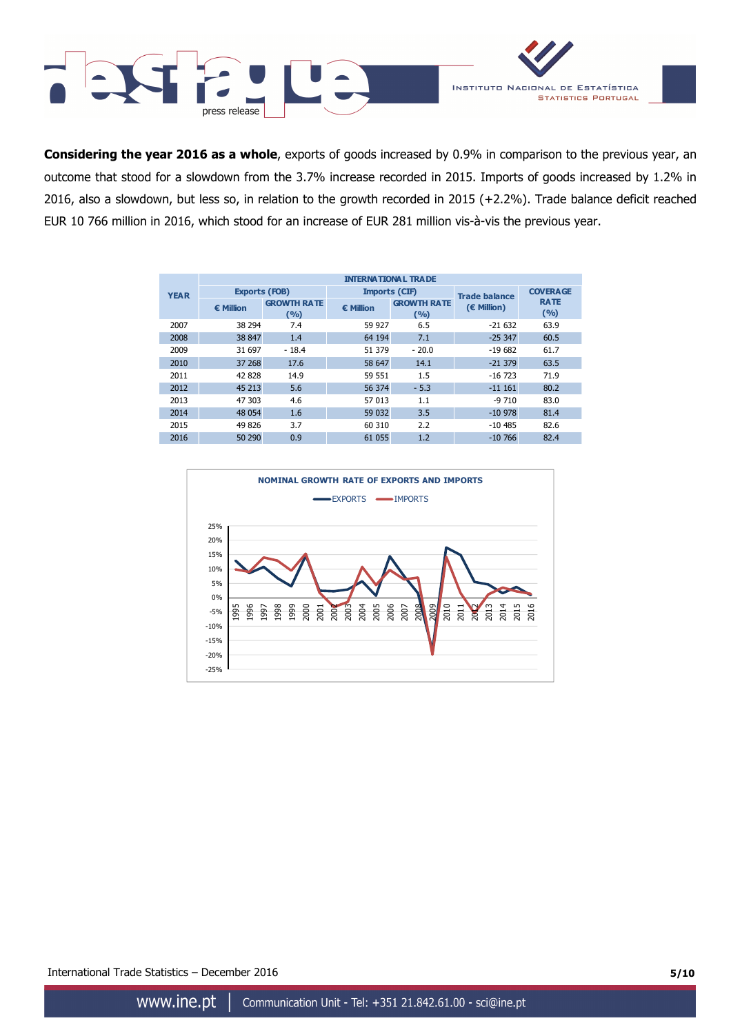**Considering the year 2016 as a whole**, exports of goods increased by 0.9% in comparison to the previous year, an outcome that stood for a slowdown from the 3.7% increase recorded in 2015. Imports of goods increased by 1.2% in 2016, also a slowdown, but less so, in relation to the growth recorded in 2015 (+2.2%). Trade balance deficit reached EUR 10 766 million in 2016, which stood for an increase of EUR 281 million vis-à-vis the previous year.

| YEAR | INTERNATIONAL TRADE | | | | | |
|---|---|---|---|---|---|---|
| | Exports (FOB) | | Imports (CIF) | | Trade balance (€ Million) | COVERAGE RATE (%) |
| | € Million | GROWTH RATE (%) | € Million | GROWTH RATE (%) | | |
| 2007 | 38 294 | 7.4 | 59 927 | 6.5 | -21 632 | 63.9 |
| 2008 | 38 847 | 1.4 | 64 194 | 7.1 | -25 347 | 60.5 |
| 2009 | 31 697 | - 18.4 | 51 379 | - 20.0 | -19 682 | 61.7 |
| 2010 | 37 268 | 17.6 | 58 647 | 14.1 | -21 379 | 63.5 |
| 2011 | 42 828 | 14.9 | 59 551 | 1.5 | -16 723 | 71.9 |
| 2012 | 45 213 | 5.6 | 56 374 | - 5.3 | -11 161 | 80.2 |
| 2013 | 47 303 | 4.6 | 57 013 | 1.1 | -9 710 | 83.0 |
| 2014 | 48 054 | 1.6 | 59 032 | 3.5 | -10 978 | 81.4 |
| 2015 | 49 826 | 3.7 | 60 310 | 2.2 | -10 485 | 82.6 |
| 2016 | 50 290 | 0.9 | 61 055 | 1.2 | -10 766 | 82.4 |

**NOMINAL GROWTH RATE OF EXPORTS AND IMPORTS**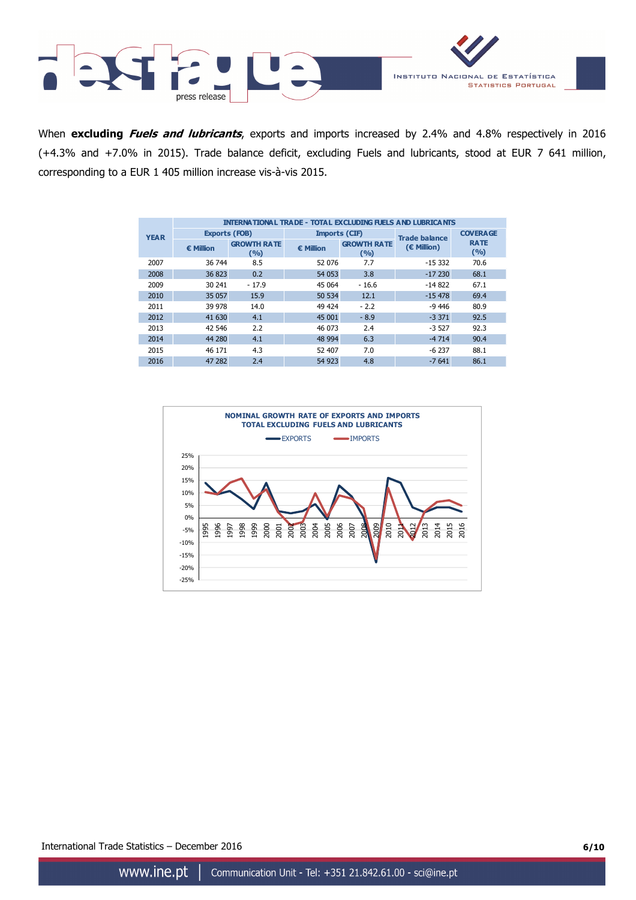When **excluding *Fuels and lubricants***, exports and imports increased by 2.4% and 4.8% respectively in 2016 (+4.3% and +7.0% in 2015). Trade balance deficit, excluding Fuels and lubricants, stood at EUR 7 641 million, corresponding to a EUR 1 405 million increase vis-à-vis 2015.

| YEAR | INTERNATIONAL TRADE - TOTAL EXCLUDING FUELS AND LUBRICANTS | | | | | |
|---|---|---|---|---|---|---|
| | Exports (FOB) | | Imports (CIF) | | Trade balance (€ Million) | COVERAGE RATE (%) |
| | € Million | GROWTH RATE (%) | € Million | GROWTH RATE (%) | | |
| 2007 | 36 744 | 8.5 | 52 076 | 7.7 | -15 332 | 70.6 |
| 2008 | 36 823 | 0.2 | 54 053 | 3.8 | -17 230 | 68.1 |
| 2009 | 30 241 | - 17.9 | 45 064 | - 16.6 | -14 822 | 67.1 |
| 2010 | 35 057 | 15.9 | 50 534 | 12.1 | -15 478 | 69.4 |
| 2011 | 39 978 | 14.0 | 49 424 | - 2.2 | -9 446 | 80.9 |
| 2012 | 41 630 | 4.1 | 45 001 | - 8.9 | -3 371 | 92.5 |
| 2013 | 42 546 | 2.2 | 46 073 | 2.4 | -3 527 | 92.3 |
| 2014 | 44 280 | 4.1 | 48 994 | 6.3 | -4 714 | 90.4 |
| 2015 | 46 171 | 4.3 | 52 407 | 7.0 | -6 237 | 88.1 |
| 2016 | 47 282 | 2.4 | 54 923 | 4.8 | -7 641 | 86.1 |

NOMINAL GROWTH RATE OF EXPORTS AND IMPORTS
TOTAL EXCLUDING FUELS AND LUBRICANTS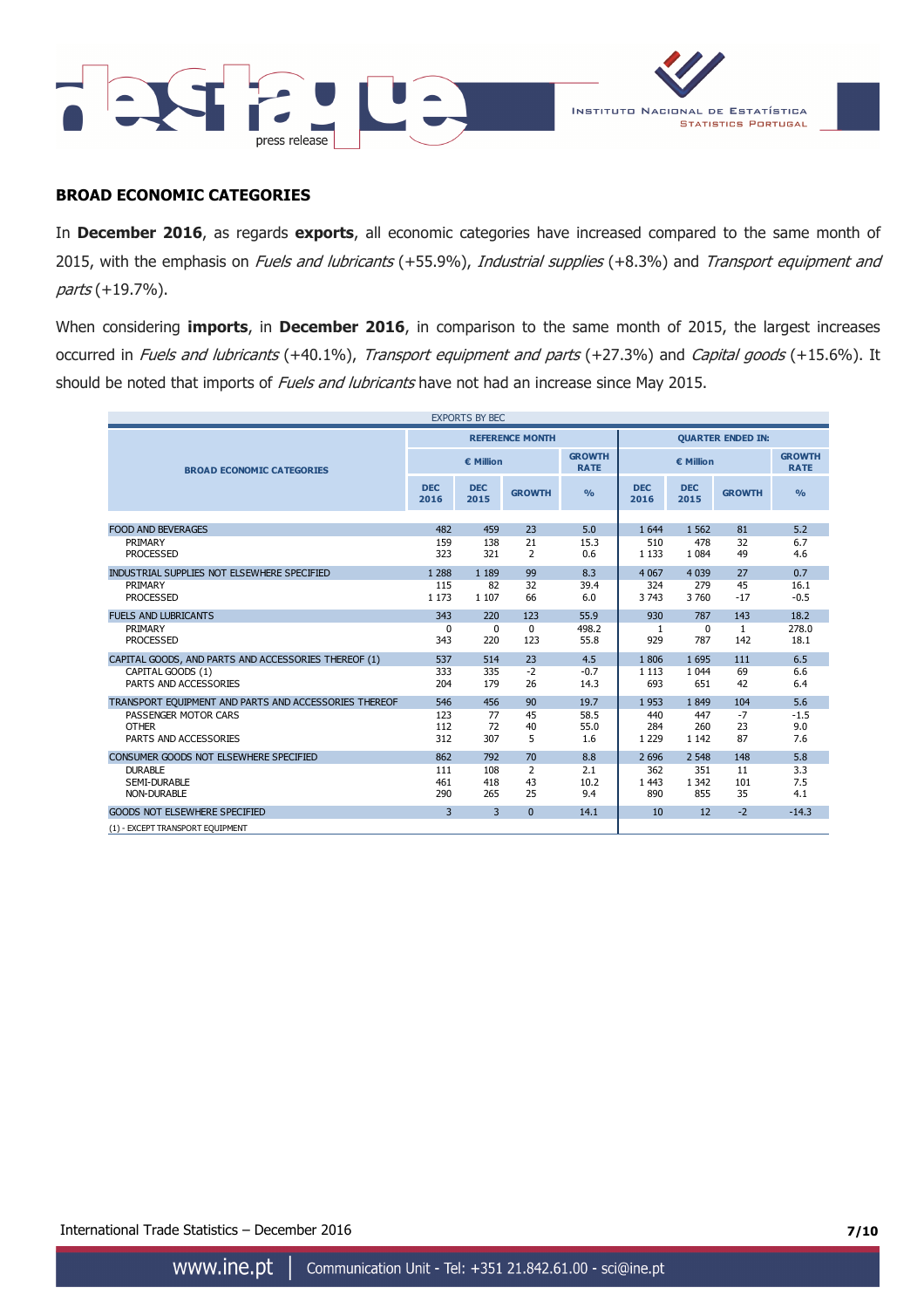## BROAD ECONOMIC CATEGORIES

In **December 2016**, as regards **exports**, all economic categories have increased compared to the same month of 2015, with the emphasis on *Fuels and lubricants* (+55.9%), *Industrial supplies* (+8.3%) and *Transport equipment and parts* (+19.7%).

When considering **imports**, in **December 2016**, in comparison to the same month of 2015, the largest increases occurred in *Fuels and lubricants* (+40.1%), *Transport equipment and parts* (+27.3%) and *Capital goods* (+15.6%). It should be noted that imports of *Fuels and lubricants* have not had an increase since May 2015.

EXPORTS BY BEC

| BROAD ECONOMIC CATEGORIES | REFERENCE MONTH | | | | QUARTER ENDED IN: | | | |
|---|---|---|---|---|---|---|---|---|
| | € Million | | | GROWTH RATE | € Million | | | GROWTH RATE |
| | DEC 2016 | DEC 2015 | GROWTH | % | DEC 2016 | DEC 2015 | GROWTH | % |
| FOOD AND BEVERAGES | 482 | 459 | 23 | 5.0 | 1 644 | 1 562 | 81 | 5.2 |
| PRIMARY | 159 | 138 | 21 | 15.3 | 510 | 478 | 32 | 6.7 |
| PROCESSED | 323 | 321 | 2 | 0.6 | 1 133 | 1 084 | 49 | 4.6 |
| INDUSTRIAL SUPPLIES NOT ELSEWHERE SPECIFIED | 1 288 | 1 189 | 99 | 8.3 | 4 067 | 4 039 | 27 | 0.7 |
| PRIMARY | 115 | 82 | 32 | 39.4 | 324 | 279 | 45 | 16.1 |
| PROCESSED | 1 173 | 1 107 | 66 | 6.0 | 3 743 | 3 760 | -17 | -0.5 |
| FUELS AND LUBRICANTS | 343 | 220 | 123 | 55.9 | 930 | 787 | 143 | 18.2 |
| PRIMARY | 0 | 0 | 0 | 498.2 | 1 | 0 | 1 | 278.0 |
| PROCESSED | 343 | 220 | 123 | 55.8 | 929 | 787 | 142 | 18.1 |
| CAPITAL GOODS, AND PARTS AND ACCESSORIES THEREOF (1) | 537 | 514 | 23 | 4.5 | 1 806 | 1 695 | 111 | 6.5 |
| CAPITAL GOODS (1) | 333 | 335 | -2 | -0.7 | 1 113 | 1 044 | 69 | 6.6 |
| PARTS AND ACCESSORIES | 204 | 179 | 26 | 14.3 | 693 | 651 | 42 | 6.4 |
| TRANSPORT EQUIPMENT AND PARTS AND ACCESSORIES THEREOF | 546 | 456 | 90 | 19.7 | 1 953 | 1 849 | 104 | 5.6 |
| PASSENGER MOTOR CARS | 123 | 77 | 45 | 58.5 | 440 | 447 | -7 | -1.5 |
| OTHER | 112 | 72 | 40 | 55.0 | 284 | 260 | 23 | 9.0 |
| PARTS AND ACCESSORIES | 312 | 307 | 5 | 1.6 | 1 229 | 1 142 | 87 | 7.6 |
| CONSUMER GOODS NOT ELSEWHERE SPECIFIED | 862 | 792 | 70 | 8.8 | 2 696 | 2 548 | 148 | 5.8 |
| DURABLE | 111 | 108 | 2 | 2.1 | 362 | 351 | 11 | 3.3 |
| SEMI-DURABLE | 461 | 418 | 43 | 10.2 | 1 443 | 1 342 | 101 | 7.5 |
| NON-DURABLE | 290 | 265 | 25 | 9.4 | 890 | 855 | 35 | 4.1 |
| GOODS NOT ELSEWHERE SPECIFIED | 3 | 3 | 0 | 14.1 | 10 | 12 | -2 | -14.3 |

(1) - EXCEPT TRANSPORT EQUIPMENT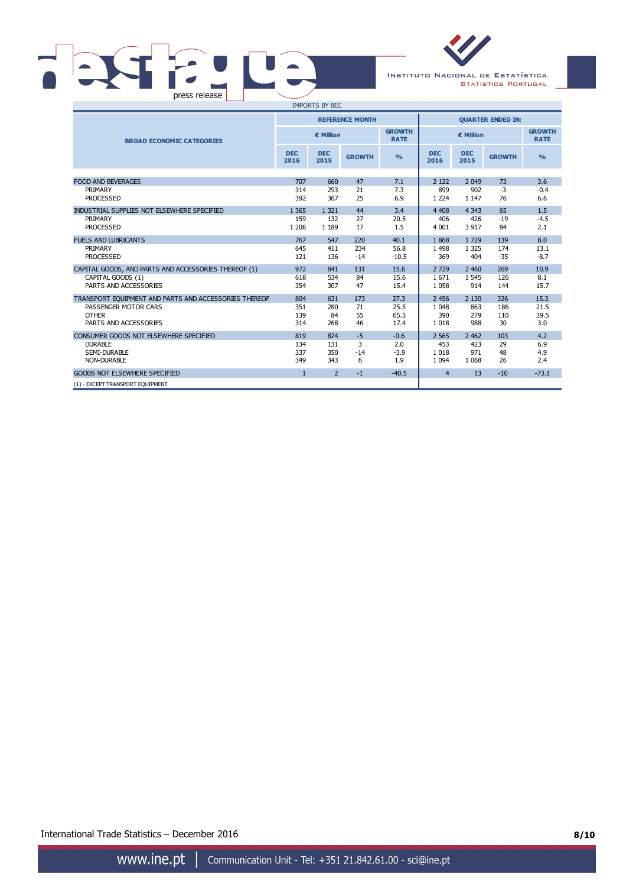IMPORTS BY BEC

| BROAD ECONOMIC CATEGORIES | REFERENCE MONTH | | | | QUARTER ENDED IN: | | | |
|---|---|---|---|---|---|---|---|---|
| | € Million | | | GROWTH RATE | € Million | | | GROWTH RATE |
| | DEC 2016 | DEC 2015 | GROWTH | % | DEC 2016 | DEC 2015 | GROWTH | % |
| FOOD AND BEVERAGES | 707 | 660 | 47 | 7.1 | 2 122 | 2 049 | 73 | 3.6 |
| PRIMARY | 314 | 293 | 21 | 7.3 | 899 | 902 | -3 | -0.4 |
| PROCESSED | 392 | 367 | 25 | 6.9 | 1 224 | 1 147 | 76 | 6.6 |
| INDUSTRIAL SUPPLIES NOT ELSEWHERE SPECIFIED | 1 365 | 1 321 | 44 | 3.4 | 4 408 | 4 343 | 65 | 1.5 |
| PRIMARY | 159 | 132 | 27 | 20.5 | 406 | 426 | -19 | -4.5 |
| PROCESSED | 1 206 | 1 189 | 17 | 1.5 | 4 001 | 3 917 | 84 | 2.1 |
| FUELS AND LUBRICANTS | 767 | 547 | 220 | 40.1 | 1 868 | 1 729 | 139 | 8.0 |
| PRIMARY | 645 | 411 | 234 | 56.8 | 1 498 | 1 325 | 174 | 13.1 |
| PROCESSED | 121 | 136 | -14 | -10.5 | 369 | 404 | -35 | -8.7 |
| CAPITAL GOODS, AND PARTS AND ACCESSORIES THEREOF (1) | 972 | 841 | 131 | 15.6 | 2 729 | 2 460 | 269 | 10.9 |
| CAPITAL GOODS (1) | 618 | 534 | 84 | 15.6 | 1 671 | 1 545 | 126 | 8.1 |
| PARTS AND ACCESSORIES | 354 | 307 | 47 | 15.4 | 1 058 | 914 | 144 | 15.7 |
| TRANSPORT EQUIPMENT AND PARTS AND ACCESSORIES THEREOF | 804 | 631 | 173 | 27.3 | 2 456 | 2 130 | 326 | 15.3 |
| PASSENGER MOTOR CARS | 351 | 280 | 71 | 25.5 | 1 048 | 863 | 186 | 21.5 |
| OTHER | 139 | 84 | 55 | 65.3 | 390 | 279 | 110 | 39.5 |
| PARTS AND ACCESSORIES | 314 | 268 | 46 | 17.4 | 1 018 | 988 | 30 | 3.0 |
| CONSUMER GOODS NOT ELSEWHERE SPECIFIED | 819 | 824 | -5 | -0.6 | 2 565 | 2 462 | 103 | 4.2 |
| DURABLE | 134 | 131 | 3 | 2.0 | 453 | 423 | 29 | 6.9 |
| SEMI-DURABLE | 337 | 350 | -14 | -3.9 | 1 018 | 971 | 48 | 4.9 |
| NON-DURABLE | 349 | 343 | 6 | 1.9 | 1 094 | 1 068 | 26 | 2.4 |
| GOODS NOT ELSEWHERE SPECIFIED | 1 | 2 | -1 | -40.5 | 4 | 13 | -10 | -73.1 |

(1) - EXCEPT TRANSPORT EQUIPMENT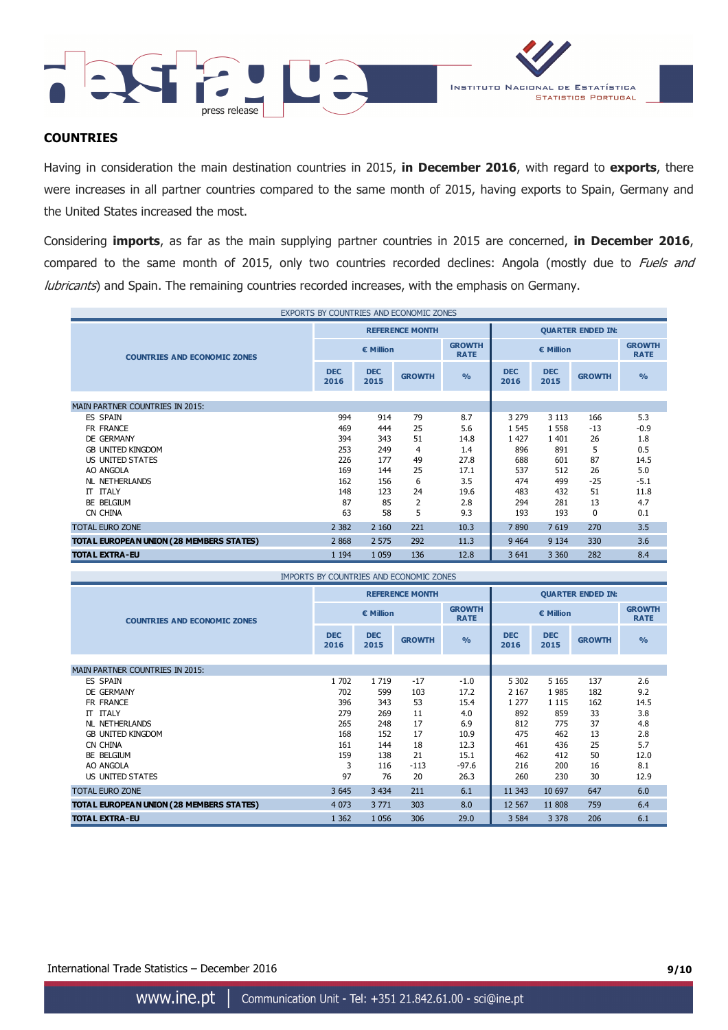## COUNTRIES

Having in consideration the main destination countries in 2015, **in December 2016**, with regard to **exports**, there were increases in all partner countries compared to the same month of 2015, having exports to Spain, Germany and the United States increased the most.

Considering **imports**, as far as the main supplying partner countries in 2015 are concerned, **in December 2016**, compared to the same month of 2015, only two countries recorded declines: Angola (mostly due to *Fuels and lubricants*) and Spain. The remaining countries recorded increases, with the emphasis on Germany.

EXPORTS BY COUNTRIES AND ECONOMIC ZONES

| COUNTRIES AND ECONOMIC ZONES | REFERENCE MONTH | | | | QUARTER ENDED IN: | | | |
|---|---|---|---|---|---|---|---|---|
| | € Million | | | GROWTH RATE | € Million | | | GROWTH RATE |
| | DEC 2016 | DEC 2015 | GROWTH | % | DEC 2016 | DEC 2015 | GROWTH | % |
| MAIN PARTNER COUNTRIES IN 2015: | | | | | | | | |
| ES SPAIN | 994 | 914 | 79 | 8.7 | 3 279 | 3 113 | 166 | 5.3 |
| FR FRANCE | 469 | 444 | 25 | 5.6 | 1 545 | 1 558 | -13 | -0.9 |
| DE GERMANY | 394 | 343 | 51 | 14.8 | 1 427 | 1 401 | 26 | 1.8 |
| GB UNITED KINGDOM | 253 | 249 | 4 | 1.4 | 896 | 891 | 5 | 0.5 |
| US UNITED STATES | 226 | 177 | 49 | 27.8 | 688 | 601 | 87 | 14.5 |
| AO ANGOLA | 169 | 144 | 25 | 17.1 | 537 | 512 | 26 | 5.0 |
| NL NETHERLANDS | 162 | 156 | 6 | 3.5 | 474 | 499 | -25 | -5.1 |
| IT ITALY | 148 | 123 | 24 | 19.6 | 483 | 432 | 51 | 11.8 |
| BE BELGIUM | 87 | 85 | 2 | 2.8 | 294 | 281 | 13 | 4.7 |
| CN CHINA | 63 | 58 | 5 | 9.3 | 193 | 193 | 0 | 0.1 |
| TOTAL EURO ZONE | 2 382 | 2 160 | 221 | 10.3 | 7 890 | 7 619 | 270 | 3.5 |
| **TOTAL EUROPEAN UNION (28 MEMBERS STATES)** | 2 868 | 2 575 | 292 | 11.3 | 9 464 | 9 134 | 330 | 3.6 |
| **TOTAL EXTRA-EU** | 1 194 | 1 059 | 136 | 12.8 | 3 641 | 3 360 | 282 | 8.4 |

IMPORTS BY COUNTRIES AND ECONOMIC ZONES

| COUNTRIES AND ECONOMIC ZONES | REFERENCE MONTH | | | | QUARTER ENDED IN: | | | |
|---|---|---|---|---|---|---|---|---|
| | € Million | | | GROWTH RATE | € Million | | | GROWTH RATE |
| | DEC 2016 | DEC 2015 | GROWTH | % | DEC 2016 | DEC 2015 | GROWTH | % |
| MAIN PARTNER COUNTRIES IN 2015: | | | | | | | | |
| ES SPAIN | 1 702 | 1 719 | -17 | -1.0 | 5 302 | 5 165 | 137 | 2.6 |
| DE GERMANY | 702 | 599 | 103 | 17.2 | 2 167 | 1 985 | 182 | 9.2 |
| FR FRANCE | 396 | 343 | 53 | 15.4 | 1 277 | 1 115 | 162 | 14.5 |
| IT ITALY | 279 | 269 | 11 | 4.0 | 892 | 859 | 33 | 3.8 |
| NL NETHERLANDS | 265 | 248 | 17 | 6.9 | 812 | 775 | 37 | 4.8 |
| GB UNITED KINGDOM | 168 | 152 | 17 | 10.9 | 475 | 462 | 13 | 2.8 |
| CN CHINA | 161 | 144 | 18 | 12.3 | 461 | 436 | 25 | 5.7 |
| BE BELGIUM | 159 | 138 | 21 | 15.1 | 462 | 412 | 50 | 12.0 |
| AO ANGOLA | 3 | 116 | -113 | -97.6 | 216 | 200 | 16 | 8.1 |
| US UNITED STATES | 97 | 76 | 20 | 26.3 | 260 | 230 | 30 | 12.9 |
| TOTAL EURO ZONE | 3 645 | 3 434 | 211 | 6.1 | 11 343 | 10 697 | 647 | 6.0 |
| **TOTAL EUROPEAN UNION (28 MEMBERS STATES)** | 4 073 | 3 771 | 303 | 8.0 | 12 567 | 11 808 | 759 | 6.4 |
| **TOTAL EXTRA-EU** | 1 362 | 1 056 | 306 | 29.0 | 3 584 | 3 378 | 206 | 6.1 |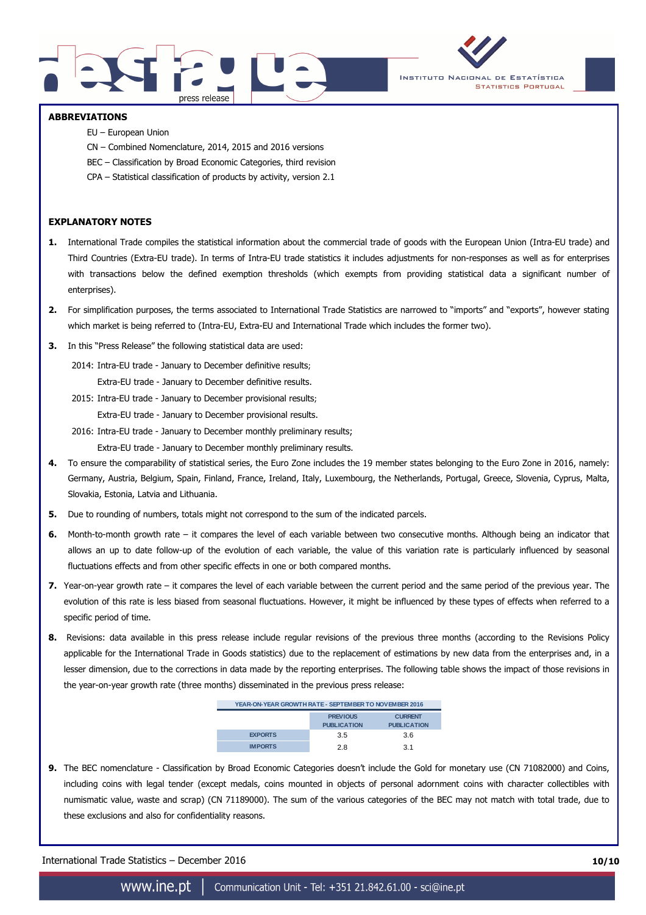## ABBREVIATIONS

EU – European Union

CN – Combined Nomenclature, 2014, 2015 and 2016 versions

BEC – Classification by Broad Economic Categories, third revision

CPA – Statistical classification of products by activity, version 2.1

## EXPLANATORY NOTES

1. International Trade compiles the statistical information about the commercial trade of goods with the European Union (Intra-EU trade) and Third Countries (Extra-EU trade). In terms of Intra-EU trade statistics it includes adjustments for non-responses as well as for enterprises with transactions below the defined exemption thresholds (which exempts from providing statistical data a significant number of enterprises).

2. For simplification purposes, the terms associated to International Trade Statistics are narrowed to "imports" and "exports", however stating which market is being referred to (Intra-EU, Extra-EU and International Trade which includes the former two).

3. In this "Press Release" the following statistical data are used:

   2014: Intra-EU trade - January to December definitive results;
   Extra-EU trade - January to December definitive results.

   2015: Intra-EU trade - January to December provisional results;
   Extra-EU trade - January to December provisional results.

   2016: Intra-EU trade - January to December monthly preliminary results;
   Extra-EU trade - January to December monthly preliminary results.

4. To ensure the comparability of statistical series, the Euro Zone includes the 19 member states belonging to the Euro Zone in 2016, namely: Germany, Austria, Belgium, Spain, Finland, France, Ireland, Italy, Luxembourg, the Netherlands, Portugal, Greece, Slovenia, Cyprus, Malta, Slovakia, Estonia, Latvia and Lithuania.

5. Due to rounding of numbers, totals might not correspond to the sum of the indicated parcels.

6. Month-to-month growth rate – it compares the level of each variable between two consecutive months. Although being an indicator that allows an up to date follow-up of the evolution of each variable, the value of this variation rate is particularly influenced by seasonal fluctuations effects and from other specific effects in one or both compared months.

7. Year-on-year growth rate – it compares the level of each variable between the current period and the same period of the previous year. The evolution of this rate is less biased from seasonal fluctuations. However, it might be influenced by these types of effects when referred to a specific period of time.

8. Revisions: data available in this press release include regular revisions of the previous three months (according to the Revisions Policy applicable for the International Trade in Goods statistics) due to the replacement of estimations by new data from the enterprises and, in a lesser dimension, due to the corrections in data made by the reporting enterprises. The following table shows the impact of those revisions in the year-on-year growth rate (three months) disseminated in the previous press release:

| YEAR-ON-YEAR GROWTH RATE - SEPTEMBER TO NOVEMBER 2016 | | |
|---|---|---|
| | PREVIOUS PUBLICATION | CURRENT PUBLICATION |
| EXPORTS | 3.5 | 3.6 |
| IMPORTS | 2.8 | 3.1 |

9. The BEC nomenclature - Classification by Broad Economic Categories doesn't include the Gold for monetary use (CN 71082000) and Coins, including coins with legal tender (except medals, coins mounted in objects of personal adornment coins with character collectibles with numismatic value, waste and scrap) (CN 71189000). The sum of the various categories of the BEC may not match with total trade, due to these exclusions and also for confidentiality reasons.